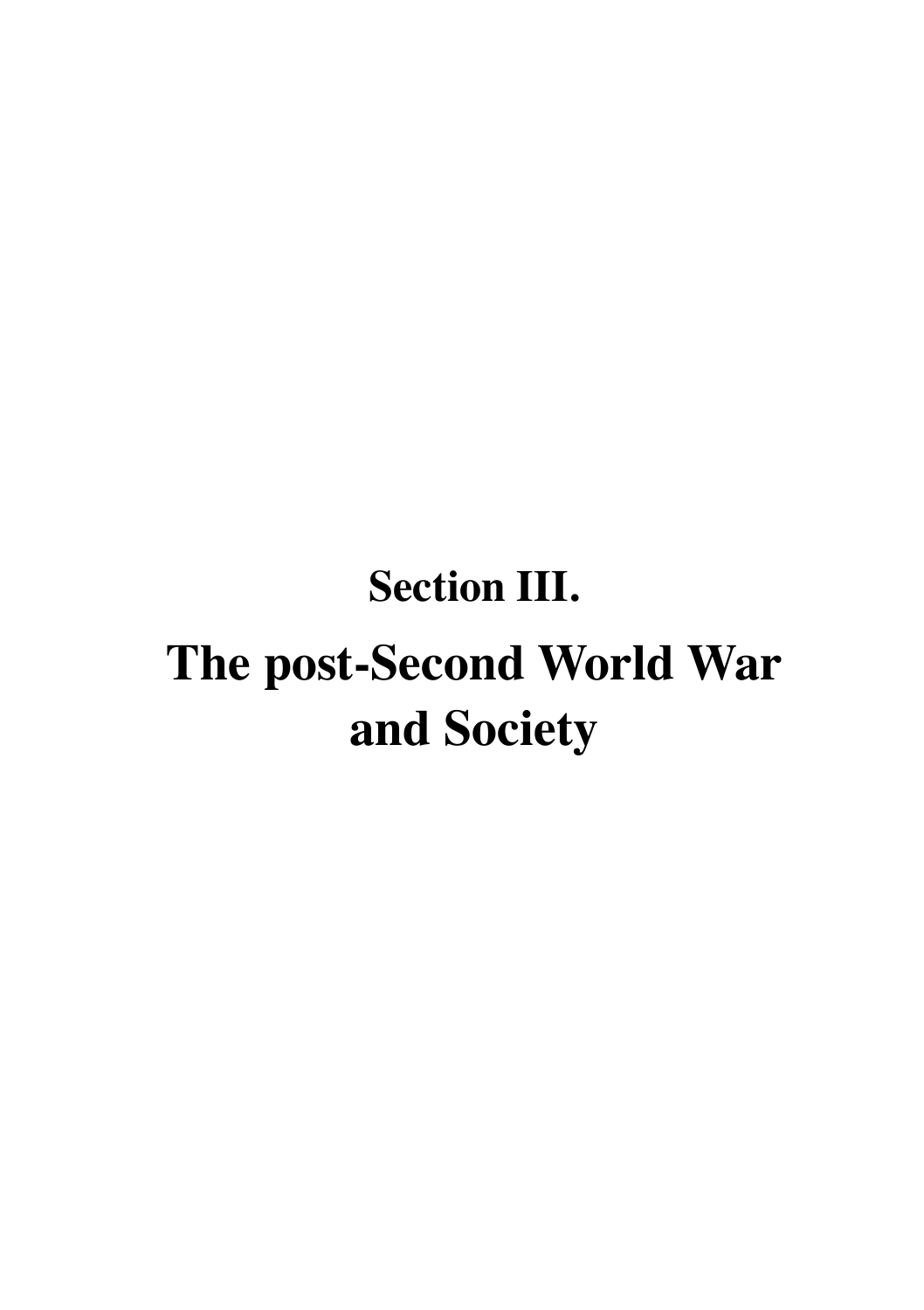# Section III.

# The post-Second World War and Society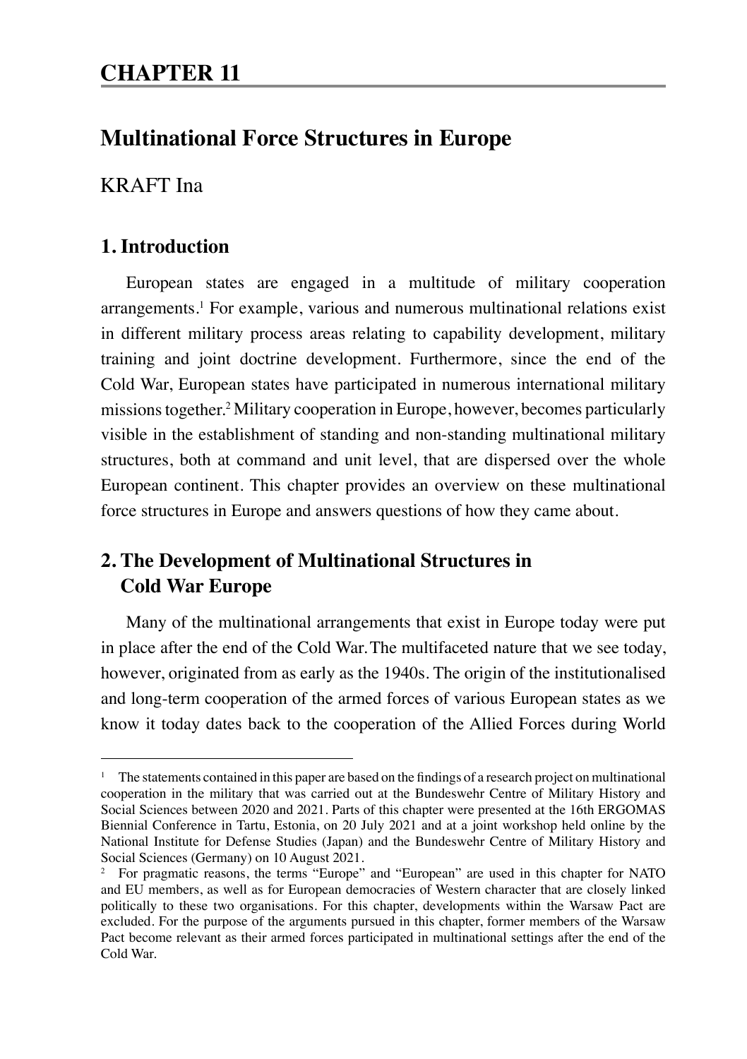# CHAPTER 11

## Multinational Force Structures in Europe

KRAFT Ina

### 1. Introduction

European states are engaged in a multitude of military cooperation arrangements.[1] For example, various and numerous multinational relations exist in different military process areas relating to capability development, military training and joint doctrine development. Furthermore, since the end of the Cold War, European states have participated in numerous international military missions together.[2] Military cooperation in Europe, however, becomes particularly visible in the establishment of standing and non-standing multinational military structures, both at command and unit level, that are dispersed over the whole European continent. This chapter provides an overview on these multinational force structures in Europe and answers questions of how they came about.

### 2. The Development of Multinational Structures in Cold War Europe

Many of the multinational arrangements that exist in Europe today were put in place after the end of the Cold War. The multifaceted nature that we see today, however, originated from as early as the 1940s. The origin of the institutionalised and long-term cooperation of the armed forces of various European states as we know it today dates back to the cooperation of the Allied Forces during World

---

[1] The statements contained in this paper are based on the findings of a research project on multinational cooperation in the military that was carried out at the Bundeswehr Centre of Military History and Social Sciences between 2020 and 2021. Parts of this chapter were presented at the 16th ERGOMAS Biennial Conference in Tartu, Estonia, on 20 July 2021 and at a joint workshop held online by the National Institute for Defense Studies (Japan) and the Bundeswehr Centre of Military History and Social Sciences (Germany) on 10 August 2021.

[2] For pragmatic reasons, the terms "Europe" and "European" are used in this chapter for NATO and EU members, as well as for European democracies of Western character that are closely linked politically to these two organisations. For this chapter, developments within the Warsaw Pact are excluded. For the purpose of the arguments pursued in this chapter, former members of the Warsaw Pact become relevant as their armed forces participated in multinational settings after the end of the Cold War.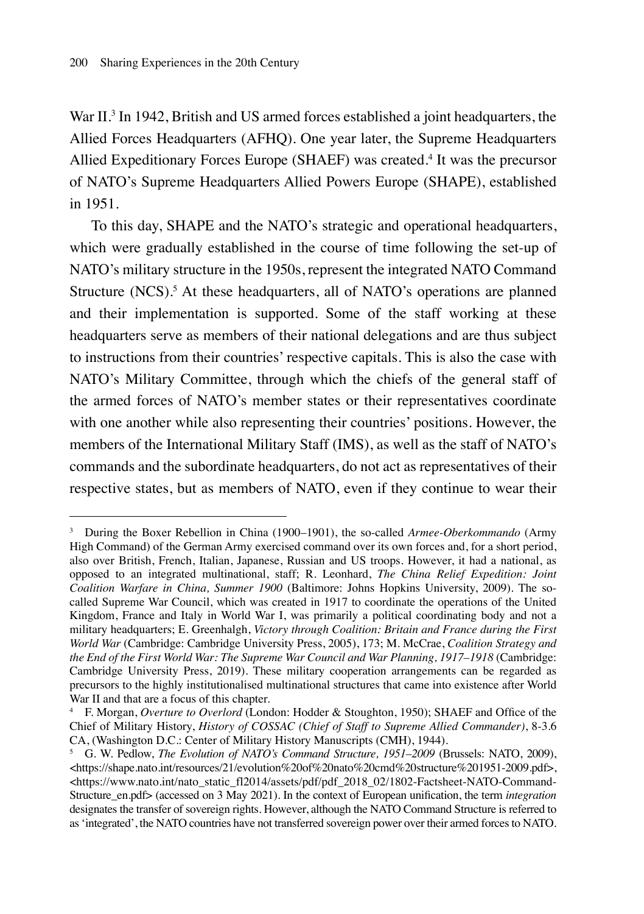War II.[3] In 1942, British and US armed forces established a joint headquarters, the Allied Forces Headquarters (AFHQ). One year later, the Supreme Headquarters Allied Expeditionary Forces Europe (SHAEF) was created.[4] It was the precursor of NATO's Supreme Headquarters Allied Powers Europe (SHAPE), established in 1951.

To this day, SHAPE and the NATO's strategic and operational headquarters, which were gradually established in the course of time following the set-up of NATO's military structure in the 1950s, represent the integrated NATO Command Structure (NCS).[5] At these headquarters, all of NATO's operations are planned and their implementation is supported. Some of the staff working at these headquarters serve as members of their national delegations and are thus subject to instructions from their countries' respective capitals. This is also the case with NATO's Military Committee, through which the chiefs of the general staff of the armed forces of NATO's member states or their representatives coordinate with one another while also representing their countries' positions. However, the members of the International Military Staff (IMS), as well as the staff of NATO's commands and the subordinate headquarters, do not act as representatives of their respective states, but as members of NATO, even if they continue to wear their

---

[3] During the Boxer Rebellion in China (1900–1901), the so-called *Armee-Oberkommando* (Army High Command) of the German Army exercised command over its own forces and, for a short period, also over British, French, Italian, Japanese, Russian and US troops. However, it had a national, as opposed to an integrated multinational, staff; R. Leonhard, *The China Relief Expedition: Joint Coalition Warfare in China, Summer 1900* (Baltimore: Johns Hopkins University, 2009). The so-called Supreme War Council, which was created in 1917 to coordinate the operations of the United Kingdom, France and Italy in World War I, was primarily a political coordinating body and not a military headquarters; E. Greenhalgh, *Victory through Coalition: Britain and France during the First World War* (Cambridge: Cambridge University Press, 2005), 173; M. McCrae, *Coalition Strategy and the End of the First World War: The Supreme War Council and War Planning, 1917–1918* (Cambridge: Cambridge University Press, 2019). These military cooperation arrangements can be regarded as precursors to the highly institutionalised multinational structures that came into existence after World War II and that are a focus of this chapter.

[4] F. Morgan, *Overture to Overlord* (London: Hodder & Stoughton, 1950); SHAEF and Office of the Chief of Military History, *History of COSSAC (Chief of Staff to Supreme Allied Commander)*, 8-3.6 CA, (Washington D.C.: Center of Military History Manuscripts (CMH), 1944).

[5] G. W. Pedlow, *The Evolution of NATO's Command Structure, 1951–2009* (Brussels: NATO, 2009), <https://shape.nato.int/resources/21/evolution%20of%20nato%20cmd%20structure%201951-2009.pdf>, <https://www.nato.int/nato_static_fl2014/assets/pdf/pdf_2018_02/1802-Factsheet-NATO-Command-Structure_en.pdf> (accessed on 3 May 2021). In the context of European unification, the term *integration* designates the transfer of sovereign rights. However, although the NATO Command Structure is referred to as 'integrated', the NATO countries have not transferred sovereign power over their armed forces to NATO.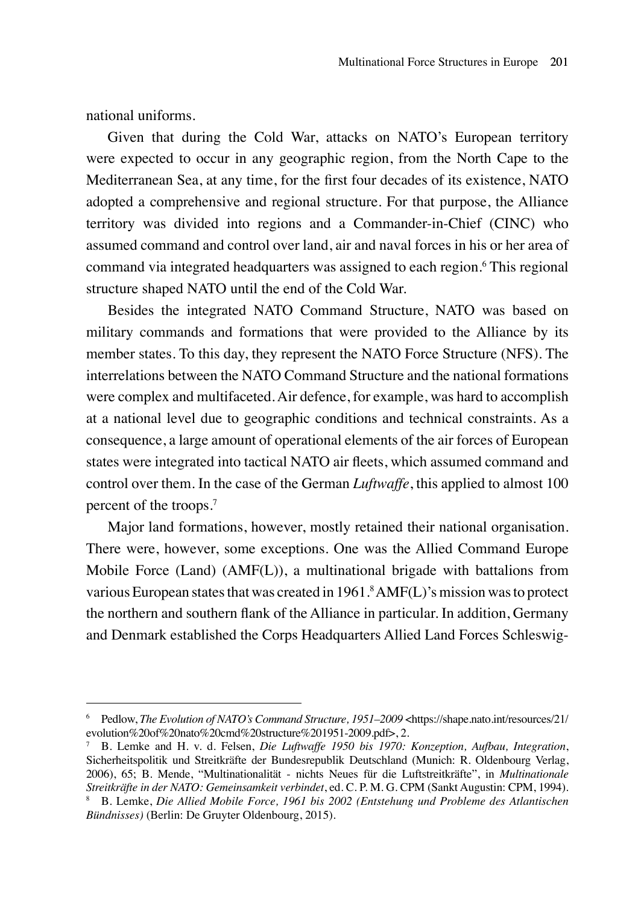national uniforms.

Given that during the Cold War, attacks on NATO's European territory were expected to occur in any geographic region, from the North Cape to the Mediterranean Sea, at any time, for the first four decades of its existence, NATO adopted a comprehensive and regional structure. For that purpose, the Alliance territory was divided into regions and a Commander-in-Chief (CINC) who assumed command and control over land, air and naval forces in his or her area of command via integrated headquarters was assigned to each region.[6] This regional structure shaped NATO until the end of the Cold War.

Besides the integrated NATO Command Structure, NATO was based on military commands and formations that were provided to the Alliance by its member states. To this day, they represent the NATO Force Structure (NFS). The interrelations between the NATO Command Structure and the national formations were complex and multifaceted. Air defence, for example, was hard to accomplish at a national level due to geographic conditions and technical constraints. As a consequence, a large amount of operational elements of the air forces of European states were integrated into tactical NATO air fleets, which assumed command and control over them. In the case of the German *Luftwaffe*, this applied to almost 100 percent of the troops.[7]

Major land formations, however, mostly retained their national organisation. There were, however, some exceptions. One was the Allied Command Europe Mobile Force (Land) (AMF(L)), a multinational brigade with battalions from various European states that was created in 1961.[8] AMF(L)'s mission was to protect the northern and southern flank of the Alliance in particular. In addition, Germany and Denmark established the Corps Headquarters Allied Land Forces Schleswig-

---

[6] Pedlow, *The Evolution of NATO's Command Structure, 1951–2009* <https://shape.nato.int/resources/21/evolution%20of%20nato%20cmd%20structure%201951-2009.pdf>, 2.

[7] B. Lemke and H. v. d. Felsen, *Die Luftwaffe 1950 bis 1970: Konzeption, Aufbau, Integration*, Sicherheitspolitik und Streitkräfte der Bundesrepublik Deutschland (Munich: R. Oldenbourg Verlag, 2006), 65; B. Mende, "Multinationalität - nichts Neues für die Luftstreitkräfte", in *Multinationale Streitkräfte in der NATO: Gemeinsamkeit verbindet*, ed. C. P. M. G. CPM (Sankt Augustin: CPM, 1994).

[8] B. Lemke, *Die Allied Mobile Force, 1961 bis 2002 (Entstehung und Probleme des Atlantischen Bündnisses)* (Berlin: De Gruyter Oldenbourg, 2015).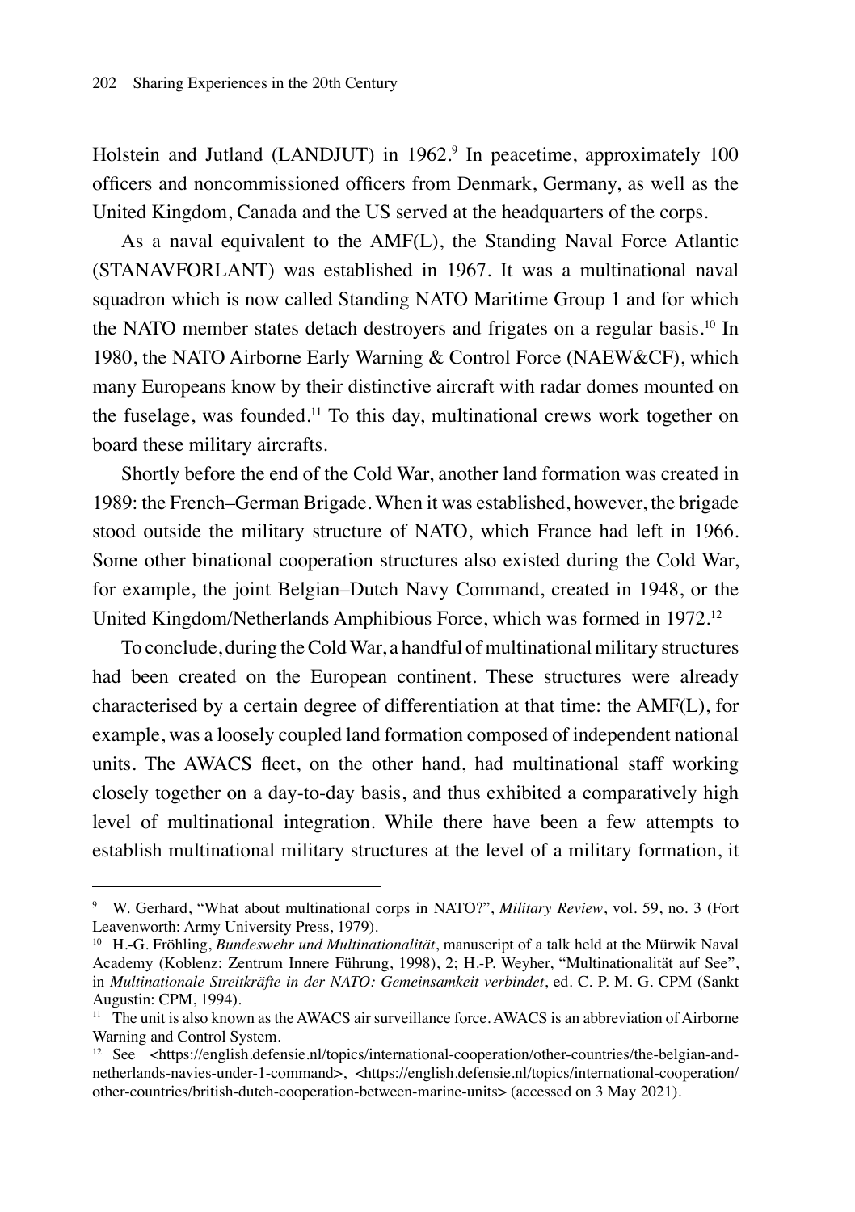Holstein and Jutland (LANDJUT) in 1962.[9] In peacetime, approximately 100 officers and noncommissioned officers from Denmark, Germany, as well as the United Kingdom, Canada and the US served at the headquarters of the corps.

As a naval equivalent to the AMF(L), the Standing Naval Force Atlantic (STANAVFORLANT) was established in 1967. It was a multinational naval squadron which is now called Standing NATO Maritime Group 1 and for which the NATO member states detach destroyers and frigates on a regular basis.[10] In 1980, the NATO Airborne Early Warning & Control Force (NAEW&CF), which many Europeans know by their distinctive aircraft with radar domes mounted on the fuselage, was founded.[11] To this day, multinational crews work together on board these military aircrafts.

Shortly before the end of the Cold War, another land formation was created in 1989: the French–German Brigade. When it was established, however, the brigade stood outside the military structure of NATO, which France had left in 1966. Some other binational cooperation structures also existed during the Cold War, for example, the joint Belgian–Dutch Navy Command, created in 1948, or the United Kingdom/Netherlands Amphibious Force, which was formed in 1972.[12]

To conclude, during the Cold War, a handful of multinational military structures had been created on the European continent. These structures were already characterised by a certain degree of differentiation at that time: the AMF(L), for example, was a loosely coupled land formation composed of independent national units. The AWACS fleet, on the other hand, had multinational staff working closely together on a day-to-day basis, and thus exhibited a comparatively high level of multinational integration. While there have been a few attempts to establish multinational military structures at the level of a military formation, it

---

[9] W. Gerhard, "What about multinational corps in NATO?", *Military Review*, vol. 59, no. 3 (Fort Leavenworth: Army University Press, 1979).

[10] H.-G. Fröhling, *Bundeswehr und Multinationalität*, manuscript of a talk held at the Mürwik Naval Academy (Koblenz: Zentrum Innere Führung, 1998), 2; H.-P. Weyher, "Multinationalität auf See", in *Multinationale Streitkräfte in der NATO: Gemeinsamkeit verbindet*, ed. C. P. M. G. CPM (Sankt Augustin: CPM, 1994).

[11] The unit is also known as the AWACS air surveillance force. AWACS is an abbreviation of Airborne Warning and Control System.

[12] See <https://english.defensie.nl/topics/international-cooperation/other-countries/the-belgian-and-netherlands-navies-under-1-command>, <https://english.defensie.nl/topics/international-cooperation/other-countries/british-dutch-cooperation-between-marine-units> (accessed on 3 May 2021).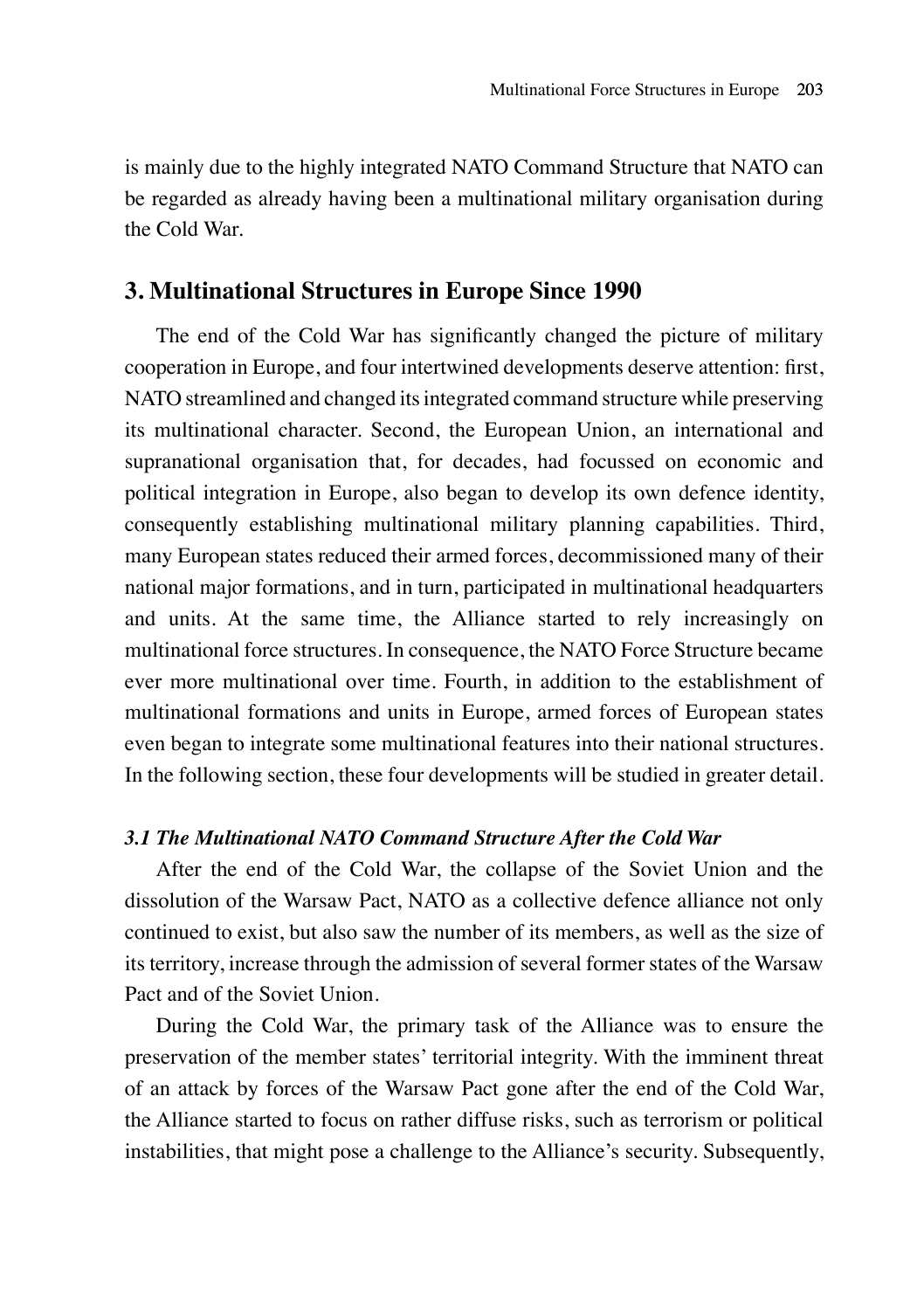is mainly due to the highly integrated NATO Command Structure that NATO can be regarded as already having been a multinational military organisation during the Cold War.

## 3. Multinational Structures in Europe Since 1990

The end of the Cold War has significantly changed the picture of military cooperation in Europe, and four intertwined developments deserve attention: first, NATO streamlined and changed its integrated command structure while preserving its multinational character. Second, the European Union, an international and supranational organisation that, for decades, had focussed on economic and political integration in Europe, also began to develop its own defence identity, consequently establishing multinational military planning capabilities. Third, many European states reduced their armed forces, decommissioned many of their national major formations, and in turn, participated in multinational headquarters and units. At the same time, the Alliance started to rely increasingly on multinational force structures. In consequence, the NATO Force Structure became ever more multinational over time. Fourth, in addition to the establishment of multinational formations and units in Europe, armed forces of European states even began to integrate some multinational features into their national structures. In the following section, these four developments will be studied in greater detail.

### *3.1 The Multinational NATO Command Structure After the Cold War*

After the end of the Cold War, the collapse of the Soviet Union and the dissolution of the Warsaw Pact, NATO as a collective defence alliance not only continued to exist, but also saw the number of its members, as well as the size of its territory, increase through the admission of several former states of the Warsaw Pact and of the Soviet Union.

During the Cold War, the primary task of the Alliance was to ensure the preservation of the member states' territorial integrity. With the imminent threat of an attack by forces of the Warsaw Pact gone after the end of the Cold War, the Alliance started to focus on rather diffuse risks, such as terrorism or political instabilities, that might pose a challenge to the Alliance's security. Subsequently,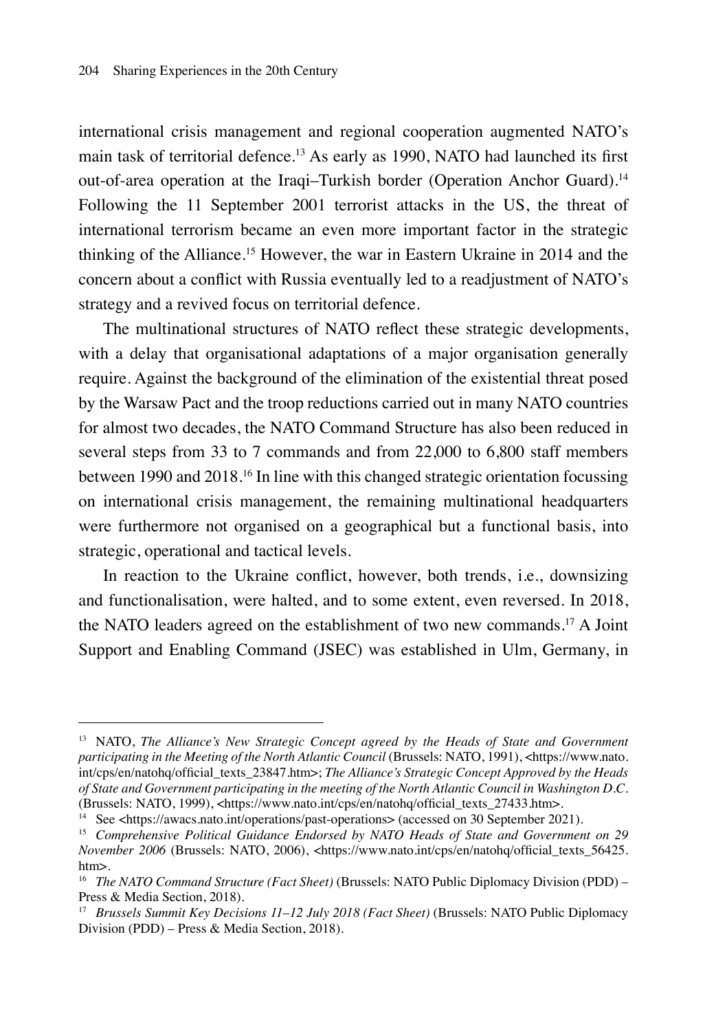international crisis management and regional cooperation augmented NATO's main task of territorial defence.[13] As early as 1990, NATO had launched its first out-of-area operation at the Iraqi–Turkish border (Operation Anchor Guard).[14] Following the 11 September 2001 terrorist attacks in the US, the threat of international terrorism became an even more important factor in the strategic thinking of the Alliance.[15] However, the war in Eastern Ukraine in 2014 and the concern about a conflict with Russia eventually led to a readjustment of NATO's strategy and a revived focus on territorial defence.

The multinational structures of NATO reflect these strategic developments, with a delay that organisational adaptations of a major organisation generally require. Against the background of the elimination of the existential threat posed by the Warsaw Pact and the troop reductions carried out in many NATO countries for almost two decades, the NATO Command Structure has also been reduced in several steps from 33 to 7 commands and from 22,000 to 6,800 staff members between 1990 and 2018.[16] In line with this changed strategic orientation focussing on international crisis management, the remaining multinational headquarters were furthermore not organised on a geographical but a functional basis, into strategic, operational and tactical levels.

In reaction to the Ukraine conflict, however, both trends, i.e., downsizing and functionalisation, were halted, and to some extent, even reversed. In 2018, the NATO leaders agreed on the establishment of two new commands.[17] A Joint Support and Enabling Command (JSEC) was established in Ulm, Germany, in

---

[13] NATO, *The Alliance's New Strategic Concept agreed by the Heads of State and Government participating in the Meeting of the North Atlantic Council* (Brussels: NATO, 1991), <https://www.nato.int/cps/en/natohq/official_texts_23847.htm>; *The Alliance's Strategic Concept Approved by the Heads of State and Government participating in the meeting of the North Atlantic Council in Washington D.C.* (Brussels: NATO, 1999), <https://www.nato.int/cps/en/natohq/official_texts_27433.htm>.

[14] See <https://awacs.nato.int/operations/past-operations> (accessed on 30 September 2021).

[15] *Comprehensive Political Guidance Endorsed by NATO Heads of State and Government on 29 November 2006* (Brussels: NATO, 2006), <https://www.nato.int/cps/en/natohq/official_texts_56425.htm>.

[16] *The NATO Command Structure (Fact Sheet)* (Brussels: NATO Public Diplomacy Division (PDD) – Press & Media Section, 2018).

[17] *Brussels Summit Key Decisions 11–12 July 2018 (Fact Sheet)* (Brussels: NATO Public Diplomacy Division (PDD) – Press & Media Section, 2018).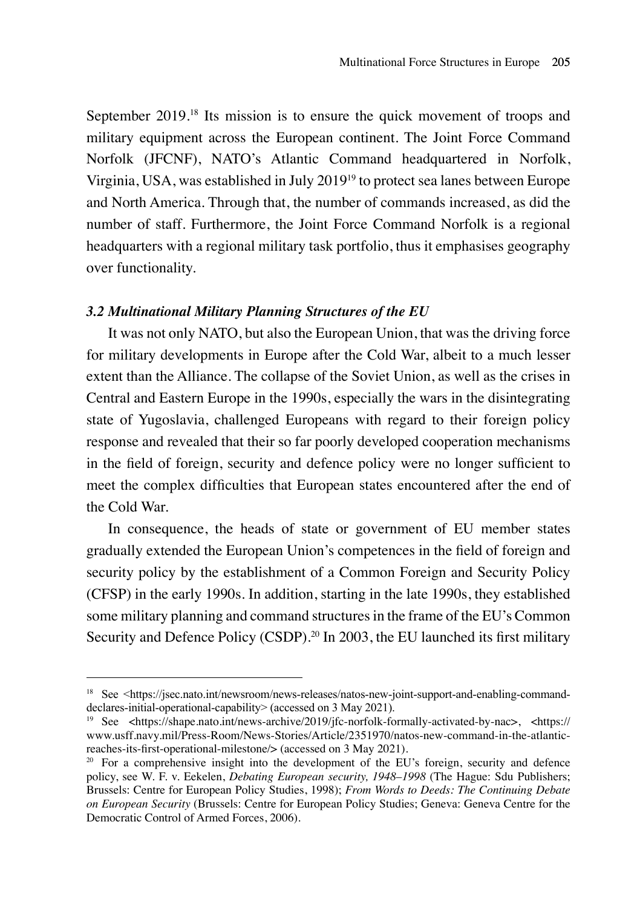September 2019.[18] Its mission is to ensure the quick movement of troops and military equipment across the European continent. The Joint Force Command Norfolk (JFCNF), NATO's Atlantic Command headquartered in Norfolk, Virginia, USA, was established in July 2019[19] to protect sea lanes between Europe and North America. Through that, the number of commands increased, as did the number of staff. Furthermore, the Joint Force Command Norfolk is a regional headquarters with a regional military task portfolio, thus it emphasises geography over functionality.

### *3.2 Multinational Military Planning Structures of the EU*

It was not only NATO, but also the European Union, that was the driving force for military developments in Europe after the Cold War, albeit to a much lesser extent than the Alliance. The collapse of the Soviet Union, as well as the crises in Central and Eastern Europe in the 1990s, especially the wars in the disintegrating state of Yugoslavia, challenged Europeans with regard to their foreign policy response and revealed that their so far poorly developed cooperation mechanisms in the field of foreign, security and defence policy were no longer sufficient to meet the complex difficulties that European states encountered after the end of the Cold War.

In consequence, the heads of state or government of EU member states gradually extended the European Union's competences in the field of foreign and security policy by the establishment of a Common Foreign and Security Policy (CFSP) in the early 1990s. In addition, starting in the late 1990s, they established some military planning and command structures in the frame of the EU's Common Security and Defence Policy (CSDP).[20] In 2003, the EU launched its first military

---

[18] See <https://jsec.nato.int/newsroom/news-releases/natos-new-joint-support-and-enabling-command-declares-initial-operational-capability> (accessed on 3 May 2021).

[19] See <https://shape.nato.int/news-archive/2019/jfc-norfolk-formally-activated-by-nac>, <https://www.usff.navy.mil/Press-Room/News-Stories/Article/2351970/natos-new-command-in-the-atlantic-reaches-its-first-operational-milestone/> (accessed on 3 May 2021).

[20] For a comprehensive insight into the development of the EU's foreign, security and defence policy, see W. F. v. Eekelen, *Debating European security, 1948–1998* (The Hague: Sdu Publishers; Brussels: Centre for European Policy Studies, 1998); *From Words to Deeds: The Continuing Debate on European Security* (Brussels: Centre for European Policy Studies; Geneva: Geneva Centre for the Democratic Control of Armed Forces, 2006).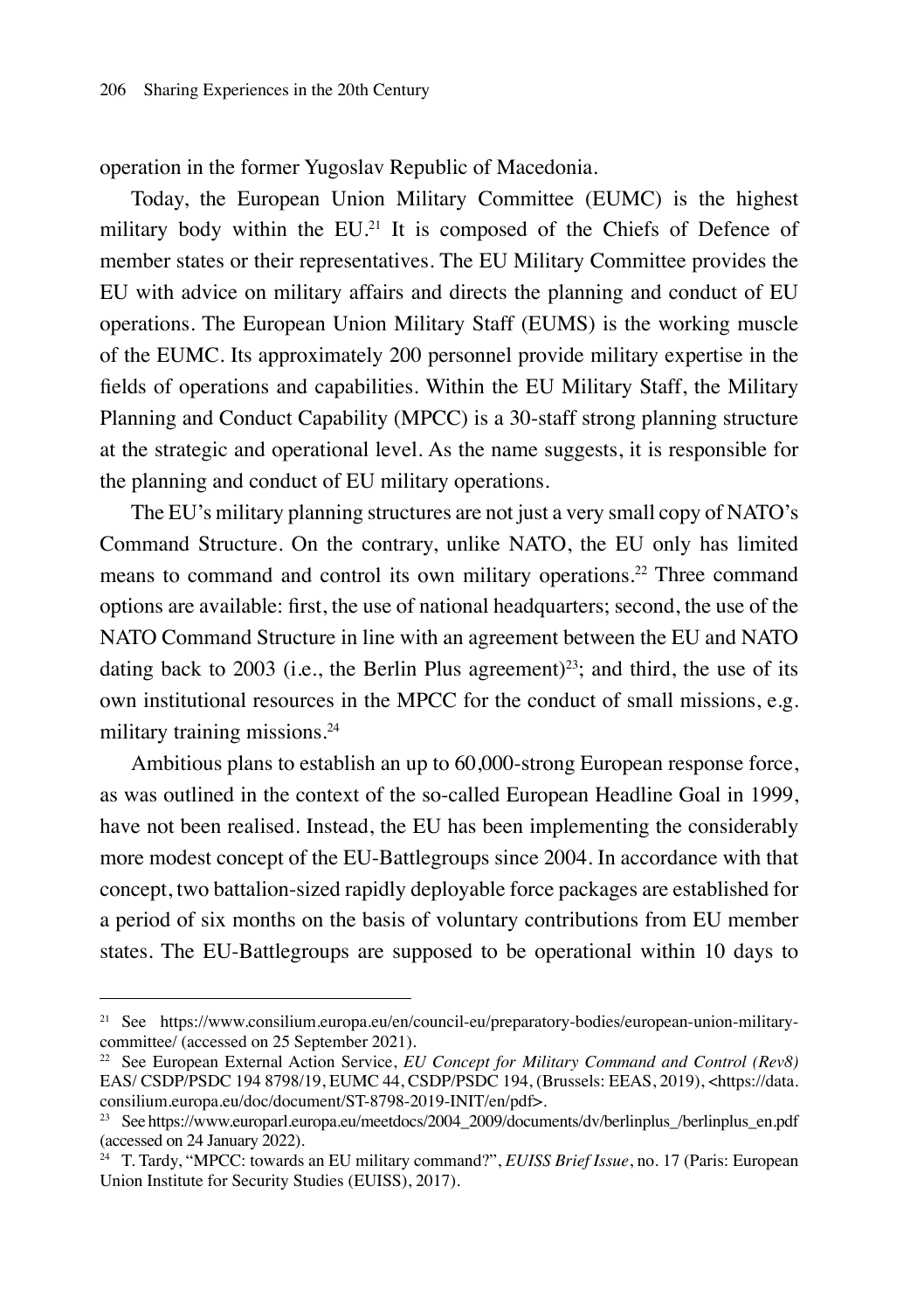operation in the former Yugoslav Republic of Macedonia.

Today, the European Union Military Committee (EUMC) is the highest military body within the EU.[21] It is composed of the Chiefs of Defence of member states or their representatives. The EU Military Committee provides the EU with advice on military affairs and directs the planning and conduct of EU operations. The European Union Military Staff (EUMS) is the working muscle of the EUMC. Its approximately 200 personnel provide military expertise in the fields of operations and capabilities. Within the EU Military Staff, the Military Planning and Conduct Capability (MPCC) is a 30-staff strong planning structure at the strategic and operational level. As the name suggests, it is responsible for the planning and conduct of EU military operations.

The EU's military planning structures are not just a very small copy of NATO's Command Structure. On the contrary, unlike NATO, the EU only has limited means to command and control its own military operations.[22] Three command options are available: first, the use of national headquarters; second, the use of the NATO Command Structure in line with an agreement between the EU and NATO dating back to 2003 (i.e., the Berlin Plus agreement)[23]; and third, the use of its own institutional resources in the MPCC for the conduct of small missions, e.g. military training missions.[24]

Ambitious plans to establish an up to 60,000-strong European response force, as was outlined in the context of the so-called European Headline Goal in 1999, have not been realised. Instead, the EU has been implementing the considerably more modest concept of the EU-Battlegroups since 2004. In accordance with that concept, two battalion-sized rapidly deployable force packages are established for a period of six months on the basis of voluntary contributions from EU member states. The EU-Battlegroups are supposed to be operational within 10 days to

---

[21] See https://www.consilium.europa.eu/en/council-eu/preparatory-bodies/european-union-military-committee/ (accessed on 25 September 2021).

[22] See European External Action Service, *EU Concept for Military Command and Control (Rev8)* EAS/ CSDP/PSDC 194 8798/19, EUMC 44, CSDP/PSDC 194, (Brussels: EEAS, 2019), <https://data.consilium.europa.eu/doc/document/ST-8798-2019-INIT/en/pdf>.

[23] See https://www.europarl.europa.eu/meetdocs/2004_2009/documents/dv/berlinplus_/berlinplus_en.pdf (accessed on 24 January 2022).

[24] T. Tardy, "MPCC: towards an EU military command?", *EUISS Brief Issue*, no. 17 (Paris: European Union Institute for Security Studies (EUISS), 2017).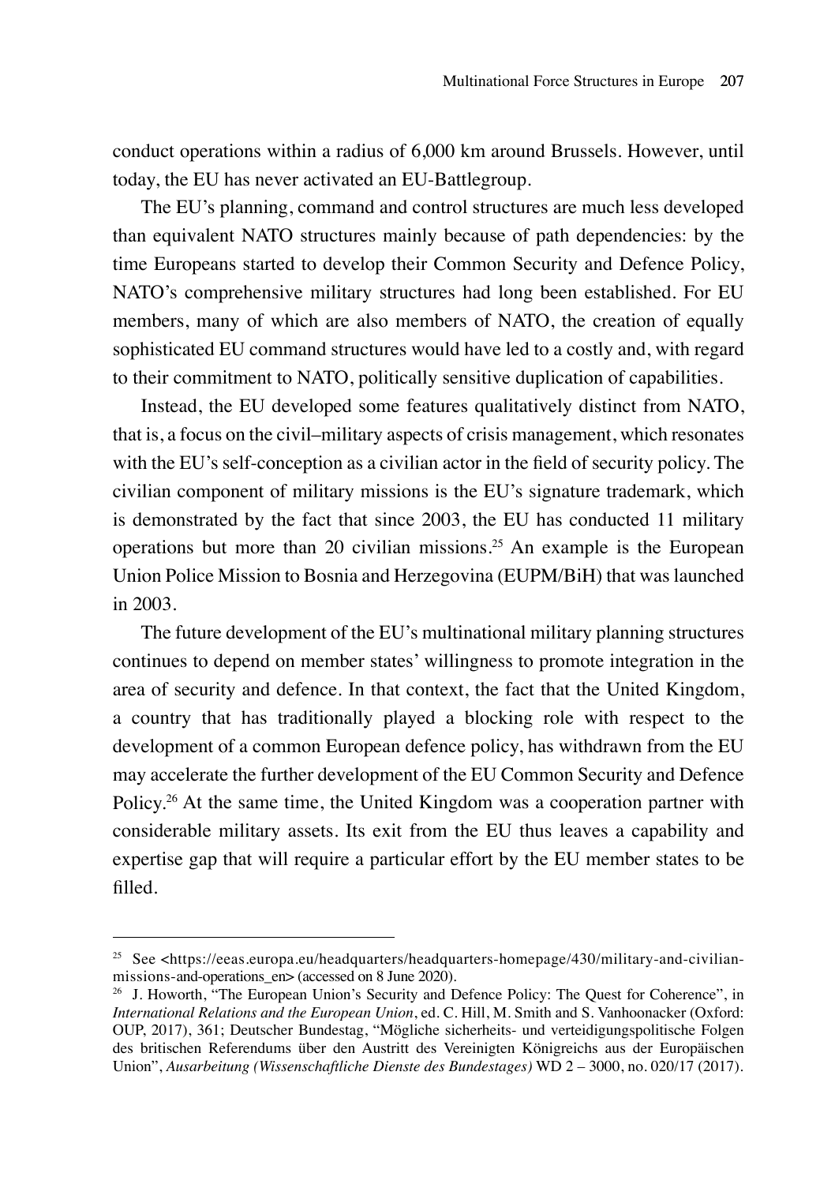conduct operations within a radius of 6,000 km around Brussels. However, until today, the EU has never activated an EU-Battlegroup.

The EU's planning, command and control structures are much less developed than equivalent NATO structures mainly because of path dependencies: by the time Europeans started to develop their Common Security and Defence Policy, NATO's comprehensive military structures had long been established. For EU members, many of which are also members of NATO, the creation of equally sophisticated EU command structures would have led to a costly and, with regard to their commitment to NATO, politically sensitive duplication of capabilities.

Instead, the EU developed some features qualitatively distinct from NATO, that is, a focus on the civil–military aspects of crisis management, which resonates with the EU's self-conception as a civilian actor in the field of security policy. The civilian component of military missions is the EU's signature trademark, which is demonstrated by the fact that since 2003, the EU has conducted 11 military operations but more than 20 civilian missions.[25] An example is the European Union Police Mission to Bosnia and Herzegovina (EUPM/BiH) that was launched in 2003.

The future development of the EU's multinational military planning structures continues to depend on member states' willingness to promote integration in the area of security and defence. In that context, the fact that the United Kingdom, a country that has traditionally played a blocking role with respect to the development of a common European defence policy, has withdrawn from the EU may accelerate the further development of the EU Common Security and Defence Policy.[26] At the same time, the United Kingdom was a cooperation partner with considerable military assets. Its exit from the EU thus leaves a capability and expertise gap that will require a particular effort by the EU member states to be filled.

---

[25] See <https://eeas.europa.eu/headquarters/headquarters-homepage/430/military-and-civilian-missions-and-operations_en> (accessed on 8 June 2020).

[26] J. Howorth, "The European Union's Security and Defence Policy: The Quest for Coherence", in *International Relations and the European Union*, ed. C. Hill, M. Smith and S. Vanhoonacker (Oxford: OUP, 2017), 361; Deutscher Bundestag, "Mögliche sicherheits- und verteidigungspolitische Folgen des britischen Referendums über den Austritt des Vereinigten Königreichs aus der Europäischen Union", *Ausarbeitung (Wissenschaftliche Dienste des Bundestages)* WD 2 – 3000, no. 020/17 (2017).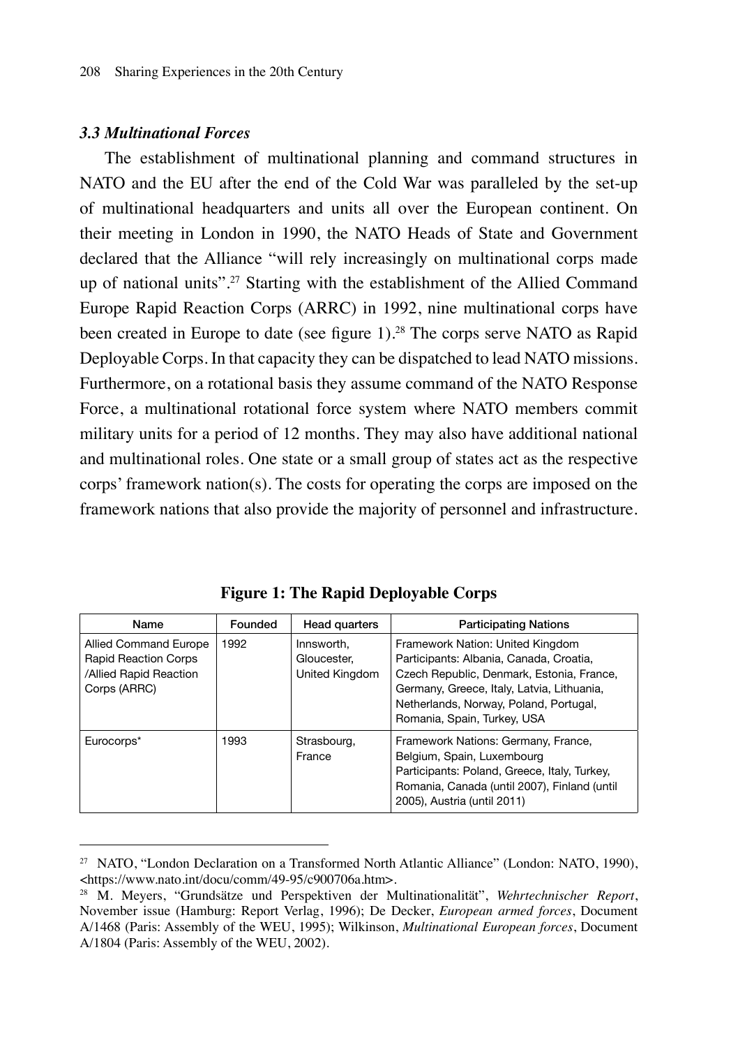### *3.3 Multinational Forces*

The establishment of multinational planning and command structures in NATO and the EU after the end of the Cold War was paralleled by the set-up of multinational headquarters and units all over the European continent. On their meeting in London in 1990, the NATO Heads of State and Government declared that the Alliance "will rely increasingly on multinational corps made up of national units".[27] Starting with the establishment of the Allied Command Europe Rapid Reaction Corps (ARRC) in 1992, nine multinational corps have been created in Europe to date (see figure 1).[28] The corps serve NATO as Rapid Deployable Corps. In that capacity they can be dispatched to lead NATO missions. Furthermore, on a rotational basis they assume command of the NATO Response Force, a multinational rotational force system where NATO members commit military units for a period of 12 months. They may also have additional national and multinational roles. One state or a small group of states act as the respective corps' framework nation(s). The costs for operating the corps are imposed on the framework nations that also provide the majority of personnel and infrastructure.

**Figure 1: The Rapid Deployable Corps**

| Name | Founded | Head quarters | Participating Nations |
|---|---|---|---|
| Allied Command Europe Rapid Reaction Corps /Allied Rapid Reaction Corps (ARRC) | 1992 | Innsworth, Gloucester, United Kingdom | Framework Nation: United Kingdom<br>Participants: Albania, Canada, Croatia, Czech Republic, Denmark, Estonia, France, Germany, Greece, Italy, Latvia, Lithuania, Netherlands, Norway, Poland, Portugal, Romania, Spain, Turkey, USA |
| Eurocorps* | 1993 | Strasbourg, France | Framework Nations: Germany, France, Belgium, Spain, Luxembourg<br>Participants: Poland, Greece, Italy, Turkey, Romania, Canada (until 2007), Finland (until 2005), Austria (until 2011) |

[27] NATO, "London Declaration on a Transformed North Atlantic Alliance" (London: NATO, 1990), <https://www.nato.int/docu/comm/49-95/c900706a.htm>.

[28] M. Meyers, "Grundsätze und Perspektiven der Multinationalität", *Wehrtechnischer Report*, November issue (Hamburg: Report Verlag, 1996); De Decker, *European armed forces*, Document A/1468 (Paris: Assembly of the WEU, 1995); Wilkinson, *Multinational European forces*, Document A/1804 (Paris: Assembly of the WEU, 2002).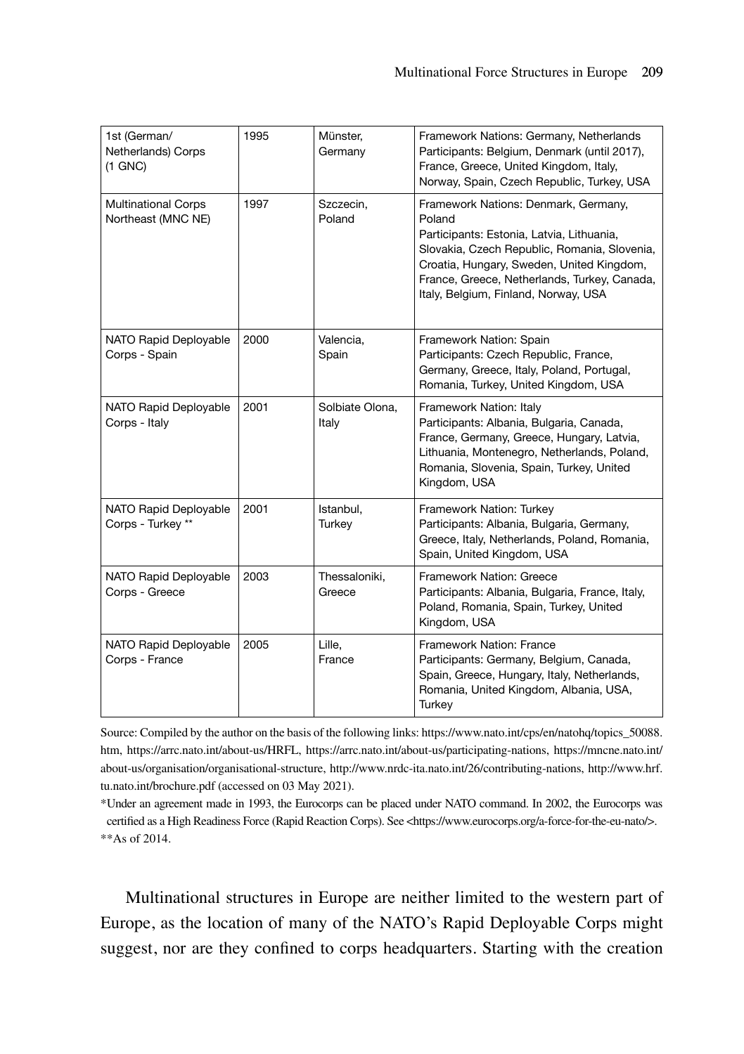| 1st (German/ Netherlands) Corps (1 GNC) | 1995 | Münster, Germany | Framework Nations: Germany, Netherlands Participants: Belgium, Denmark (until 2017), France, Greece, United Kingdom, Italy, Norway, Spain, Czech Republic, Turkey, USA |
|---|---|---|---|
| Multinational Corps Northeast (MNC NE) | 1997 | Szczecin, Poland | Framework Nations: Denmark, Germany, Poland Participants: Estonia, Latvia, Lithuania, Slovakia, Czech Republic, Romania, Slovenia, Croatia, Hungary, Sweden, United Kingdom, France, Greece, Netherlands, Turkey, Canada, Italy, Belgium, Finland, Norway, USA |
| NATO Rapid Deployable Corps - Spain | 2000 | Valencia, Spain | Framework Nation: Spain Participants: Czech Republic, France, Germany, Greece, Italy, Poland, Portugal, Romania, Turkey, United Kingdom, USA |
| NATO Rapid Deployable Corps - Italy | 2001 | Solbiate Olona, Italy | Framework Nation: Italy Participants: Albania, Bulgaria, Canada, France, Germany, Greece, Hungary, Latvia, Lithuania, Montenegro, Netherlands, Poland, Romania, Slovenia, Spain, Turkey, United Kingdom, USA |
| NATO Rapid Deployable Corps - Turkey ** | 2001 | Istanbul, Turkey | Framework Nation: Turkey Participants: Albania, Bulgaria, Germany, Greece, Italy, Netherlands, Poland, Romania, Spain, United Kingdom, USA |
| NATO Rapid Deployable Corps - Greece | 2003 | Thessaloniki, Greece | Framework Nation: Greece Participants: Albania, Bulgaria, France, Italy, Poland, Romania, Spain, Turkey, United Kingdom, USA |
| NATO Rapid Deployable Corps - France | 2005 | Lille, France | Framework Nation: France Participants: Germany, Belgium, Canada, Spain, Greece, Hungary, Italy, Netherlands, Romania, United Kingdom, Albania, USA, Turkey |

Source: Compiled by the author on the basis of the following links: https://www.nato.int/cps/en/natohq/topics_50088.htm, https://arrc.nato.int/about-us/HRFL, https://arrc.nato.int/about-us/participating-nations, https://mncne.nato.int/about-us/organisation/organisational-structure, http://www.nrdc-ita.nato.int/26/contributing-nations, http://www.hrf.tu.nato.int/brochure.pdf (accessed on 03 May 2021).

*Under an agreement made in 1993, the Eurocorps can be placed under NATO command. In 2002, the Eurocorps was certified as a High Readiness Force (Rapid Reaction Corps). See <https://www.eurocorps.org/a-force-for-the-eu-nato/>.

**As of 2014.

Multinational structures in Europe are neither limited to the western part of Europe, as the location of many of the NATO's Rapid Deployable Corps might suggest, nor are they confined to corps headquarters. Starting with the creation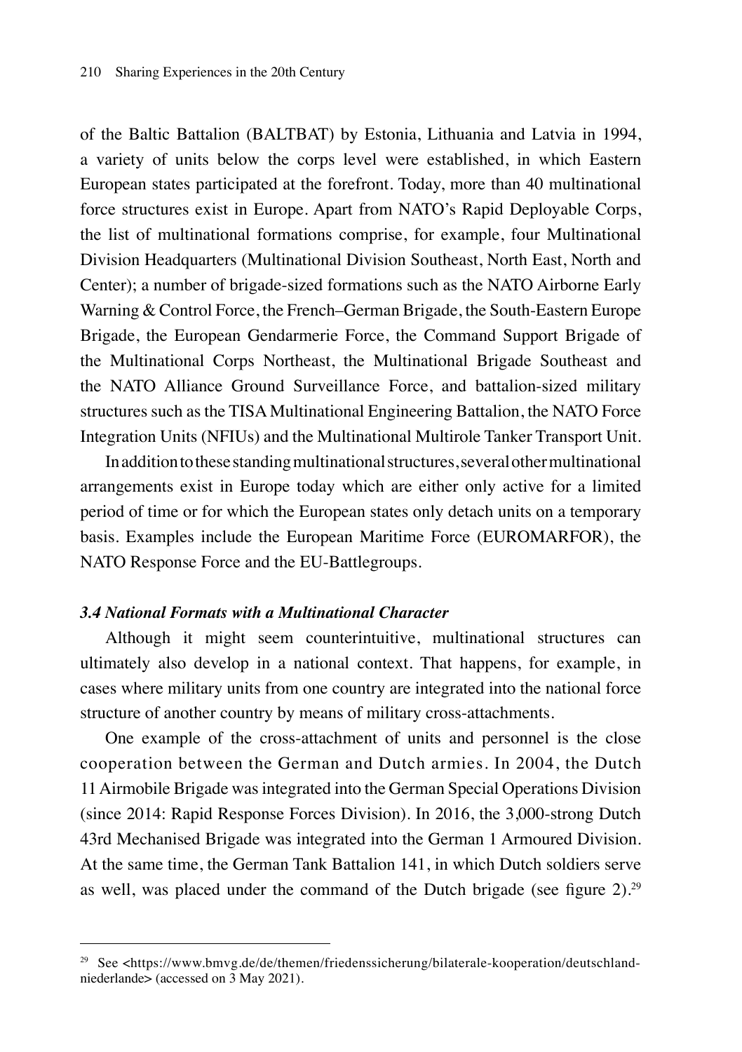of the Baltic Battalion (BALTBAT) by Estonia, Lithuania and Latvia in 1994, a variety of units below the corps level were established, in which Eastern European states participated at the forefront. Today, more than 40 multinational force structures exist in Europe. Apart from NATO's Rapid Deployable Corps, the list of multinational formations comprise, for example, four Multinational Division Headquarters (Multinational Division Southeast, North East, North and Center); a number of brigade-sized formations such as the NATO Airborne Early Warning & Control Force, the French–German Brigade, the South-Eastern Europe Brigade, the European Gendarmerie Force, the Command Support Brigade of the Multinational Corps Northeast, the Multinational Brigade Southeast and the NATO Alliance Ground Surveillance Force, and battalion-sized military structures such as the TISA Multinational Engineering Battalion, the NATO Force Integration Units (NFIUs) and the Multinational Multirole Tanker Transport Unit.

In addition to these standing multinational structures, several other multinational arrangements exist in Europe today which are either only active for a limited period of time or for which the European states only detach units on a temporary basis. Examples include the European Maritime Force (EUROMARFOR), the NATO Response Force and the EU-Battlegroups.

### *3.4 National Formats with a Multinational Character*

Although it might seem counterintuitive, multinational structures can ultimately also develop in a national context. That happens, for example, in cases where military units from one country are integrated into the national force structure of another country by means of military cross-attachments.

One example of the cross-attachment of units and personnel is the close cooperation between the German and Dutch armies. In 2004, the Dutch 11 Airmobile Brigade was integrated into the German Special Operations Division (since 2014: Rapid Response Forces Division). In 2016, the 3,000-strong Dutch 43rd Mechanised Brigade was integrated into the German 1 Armoured Division. At the same time, the German Tank Battalion 141, in which Dutch soldiers serve as well, was placed under the command of the Dutch brigade (see figure 2).[29]

---

[29] See <https://www.bmvg.de/de/themen/friedenssicherung/bilaterale-kooperation/deutschland-niederlande> (accessed on 3 May 2021).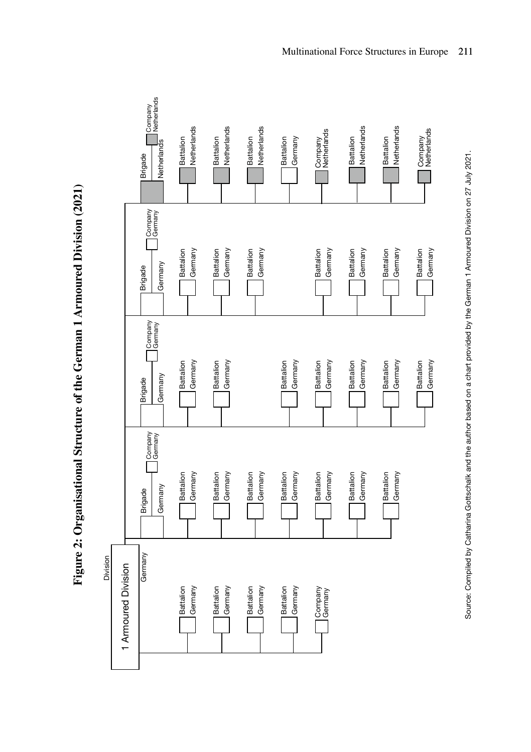**Figure 2: Organisational Structure of the German 1 Armoured Division (2021)**

- **Division: 1 Armoured Division** (Germany)
  - Battalion (Germany)
  - Battalion (Germany)
  - Battalion (Germany)
  - Battalion (Germany)
  - Company (Germany)
  - **Brigade** (Germany)
    - Company (Germany)
    - Battalion (Germany)
    - Battalion (Germany)
    - Battalion (Germany)
    - Battalion (Germany)
    - Battalion (Germany)
    - Battalion (Germany)
    - Battalion (Germany)
  - **Brigade** (Germany)
    - Company (Germany)
    - Battalion (Germany)
    - Battalion (Germany)
    - Battalion (Germany)
    - Battalion (Germany)
    - Battalion (Germany)
    - Battalion (Germany)
    - Battalion (Germany)
  - **Brigade** (Germany)
    - Company (Germany)
    - Battalion (Germany)
    - Battalion (Germany)
    - Battalion (Germany)
    - Battalion (Germany)
    - Battalion (Germany)
    - Battalion (Germany)
    - Battalion (Germany)
  - **Brigade** (Netherlands)
    - Company (Netherlands)
    - Battalion (Netherlands)
    - Battalion (Netherlands)
    - Battalion (Netherlands)
    - Battalion (Germany)
    - Company (Netherlands)
    - Battalion (Netherlands)
    - Battalion (Netherlands)
    - Company (Netherlands)

Source: Compiled by Catharina Gottschalk and the author based on a chart provided by the German 1 Armoured Division on 27 July 2021.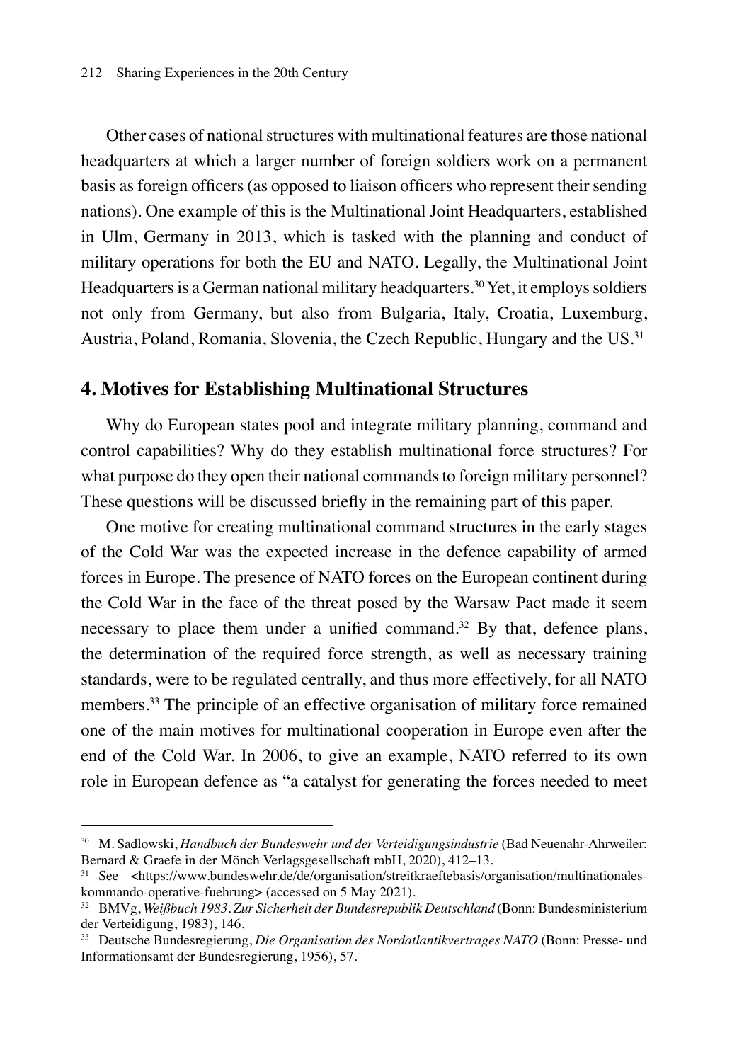Other cases of national structures with multinational features are those national headquarters at which a larger number of foreign soldiers work on a permanent basis as foreign officers (as opposed to liaison officers who represent their sending nations). One example of this is the Multinational Joint Headquarters, established in Ulm, Germany in 2013, which is tasked with the planning and conduct of military operations for both the EU and NATO. Legally, the Multinational Joint Headquarters is a German national military headquarters.[30] Yet, it employs soldiers not only from Germany, but also from Bulgaria, Italy, Croatia, Luxemburg, Austria, Poland, Romania, Slovenia, the Czech Republic, Hungary and the US.[31]

## 4. Motives for Establishing Multinational Structures

Why do European states pool and integrate military planning, command and control capabilities? Why do they establish multinational force structures? For what purpose do they open their national commands to foreign military personnel? These questions will be discussed briefly in the remaining part of this paper.

One motive for creating multinational command structures in the early stages of the Cold War was the expected increase in the defence capability of armed forces in Europe. The presence of NATO forces on the European continent during the Cold War in the face of the threat posed by the Warsaw Pact made it seem necessary to place them under a unified command.[32] By that, defence plans, the determination of the required force strength, as well as necessary training standards, were to be regulated centrally, and thus more effectively, for all NATO members.[33] The principle of an effective organisation of military force remained one of the main motives for multinational cooperation in Europe even after the end of the Cold War. In 2006, to give an example, NATO referred to its own role in European defence as "a catalyst for generating the forces needed to meet

---

[30] M. Sadlowski, *Handbuch der Bundeswehr und der Verteidigungsindustrie* (Bad Neuenahr-Ahrweiler: Bernard & Graefe in der Mönch Verlagsgesellschaft mbH, 2020), 412–13.

[31] See <https://www.bundeswehr.de/de/organisation/streitkraeftebasis/organisation/multinationales-kommando-operative-fuehrung> (accessed on 5 May 2021).

[32] BMVg, *Weißbuch 1983. Zur Sicherheit der Bundesrepublik Deutschland* (Bonn: Bundesministerium der Verteidigung, 1983), 146.

[33] Deutsche Bundesregierung, *Die Organisation des Nordatlantikvertrages NATO* (Bonn: Presse- und Informationsamt der Bundesregierung, 1956), 57.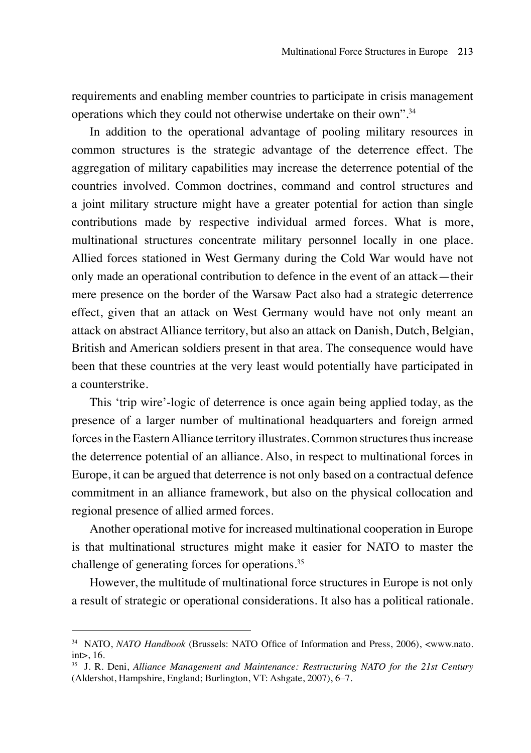requirements and enabling member countries to participate in crisis management operations which they could not otherwise undertake on their own".[34]

In addition to the operational advantage of pooling military resources in common structures is the strategic advantage of the deterrence effect. The aggregation of military capabilities may increase the deterrence potential of the countries involved. Common doctrines, command and control structures and a joint military structure might have a greater potential for action than single contributions made by respective individual armed forces. What is more, multinational structures concentrate military personnel locally in one place. Allied forces stationed in West Germany during the Cold War would have not only made an operational contribution to defence in the event of an attack—their mere presence on the border of the Warsaw Pact also had a strategic deterrence effect, given that an attack on West Germany would have not only meant an attack on abstract Alliance territory, but also an attack on Danish, Dutch, Belgian, British and American soldiers present in that area. The consequence would have been that these countries at the very least would potentially have participated in a counterstrike.

This 'trip wire'-logic of deterrence is once again being applied today, as the presence of a larger number of multinational headquarters and foreign armed forces in the Eastern Alliance territory illustrates. Common structures thus increase the deterrence potential of an alliance. Also, in respect to multinational forces in Europe, it can be argued that deterrence is not only based on a contractual defence commitment in an alliance framework, but also on the physical collocation and regional presence of allied armed forces.

Another operational motive for increased multinational cooperation in Europe is that multinational structures might make it easier for NATO to master the challenge of generating forces for operations.[35]

However, the multitude of multinational force structures in Europe is not only a result of strategic or operational considerations. It also has a political rationale.

---

[34] NATO, *NATO Handbook* (Brussels: NATO Office of Information and Press, 2006), <www.nato.int>, 16.

[35] J. R. Deni, *Alliance Management and Maintenance: Restructuring NATO for the 21st Century* (Aldershot, Hampshire, England; Burlington, VT: Ashgate, 2007), 6–7.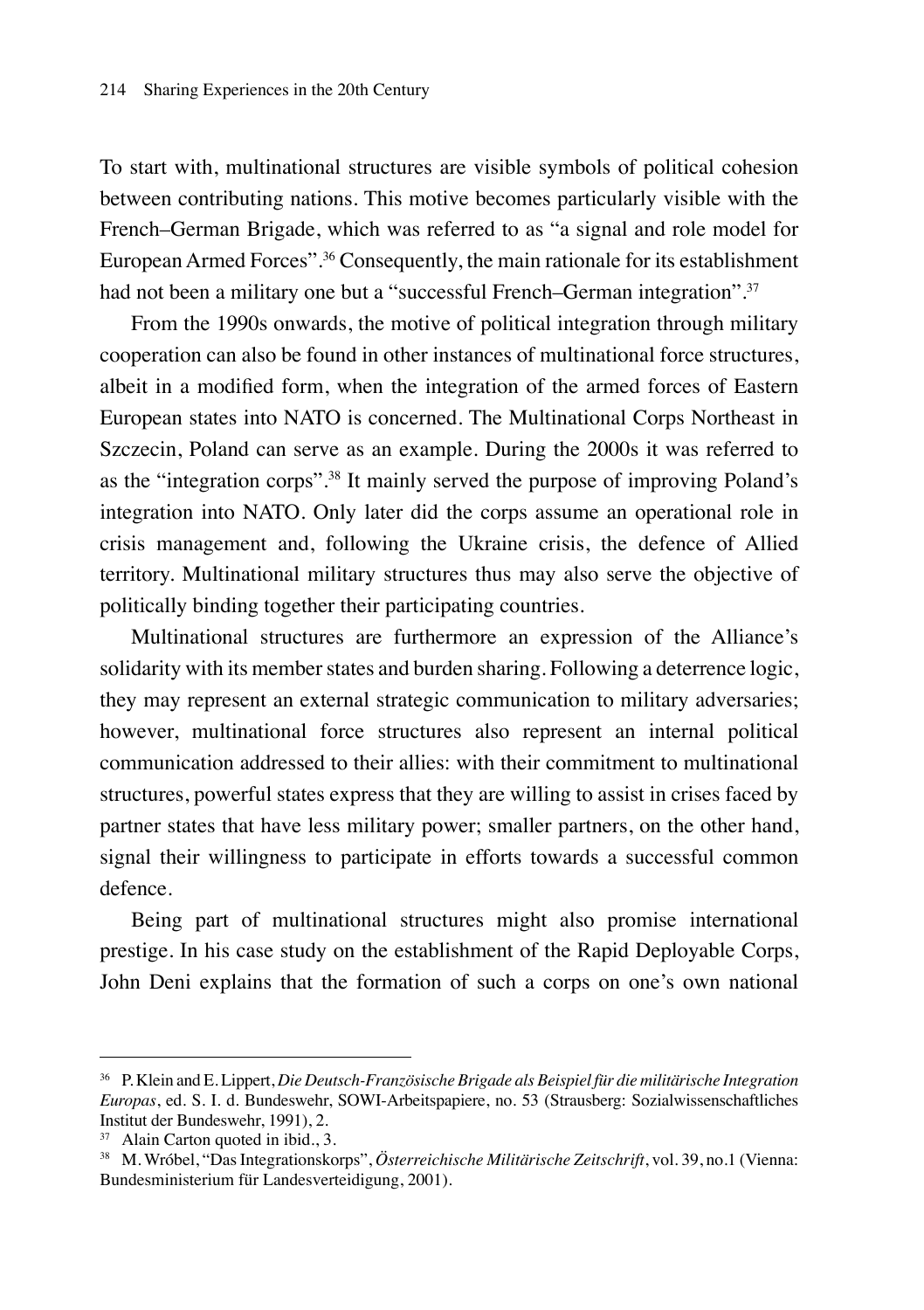To start with, multinational structures are visible symbols of political cohesion between contributing nations. This motive becomes particularly visible with the French–German Brigade, which was referred to as "a signal and role model for European Armed Forces".[36] Consequently, the main rationale for its establishment had not been a military one but a "successful French–German integration".[37]

From the 1990s onwards, the motive of political integration through military cooperation can also be found in other instances of multinational force structures, albeit in a modified form, when the integration of the armed forces of Eastern European states into NATO is concerned. The Multinational Corps Northeast in Szczecin, Poland can serve as an example. During the 2000s it was referred to as the "integration corps".[38] It mainly served the purpose of improving Poland's integration into NATO. Only later did the corps assume an operational role in crisis management and, following the Ukraine crisis, the defence of Allied territory. Multinational military structures thus may also serve the objective of politically binding together their participating countries.

Multinational structures are furthermore an expression of the Alliance's solidarity with its member states and burden sharing. Following a deterrence logic, they may represent an external strategic communication to military adversaries; however, multinational force structures also represent an internal political communication addressed to their allies: with their commitment to multinational structures, powerful states express that they are willing to assist in crises faced by partner states that have less military power; smaller partners, on the other hand, signal their willingness to participate in efforts towards a successful common defence.

Being part of multinational structures might also promise international prestige. In his case study on the establishment of the Rapid Deployable Corps, John Deni explains that the formation of such a corps on one's own national

---

[36] P. Klein and E. Lippert, *Die Deutsch-Französische Brigade als Beispiel für die militärische Integration Europas*, ed. S. I. d. Bundeswehr, SOWI-Arbeitspapiere, no. 53 (Strausberg: Sozialwissenschaftliches Institut der Bundeswehr, 1991), 2.

[37] Alain Carton quoted in ibid., 3.

[38] M. Wróbel, "Das Integrationskorps", *Österreichische Militärische Zeitschrift*, vol. 39, no.1 (Vienna: Bundesministerium für Landesverteidigung, 2001).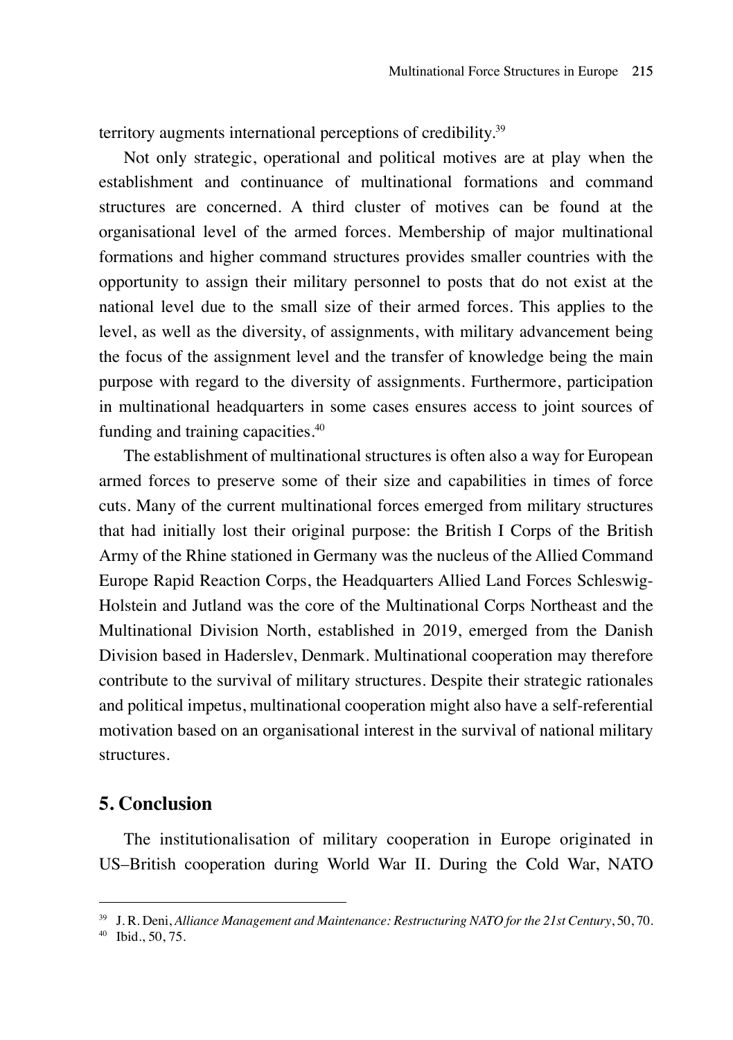territory augments international perceptions of credibility.[39]

Not only strategic, operational and political motives are at play when the establishment and continuance of multinational formations and command structures are concerned. A third cluster of motives can be found at the organisational level of the armed forces. Membership of major multinational formations and higher command structures provides smaller countries with the opportunity to assign their military personnel to posts that do not exist at the national level due to the small size of their armed forces. This applies to the level, as well as the diversity, of assignments, with military advancement being the focus of the assignment level and the transfer of knowledge being the main purpose with regard to the diversity of assignments. Furthermore, participation in multinational headquarters in some cases ensures access to joint sources of funding and training capacities.[40]

The establishment of multinational structures is often also a way for European armed forces to preserve some of their size and capabilities in times of force cuts. Many of the current multinational forces emerged from military structures that had initially lost their original purpose: the British I Corps of the British Army of the Rhine stationed in Germany was the nucleus of the Allied Command Europe Rapid Reaction Corps, the Headquarters Allied Land Forces Schleswig-Holstein and Jutland was the core of the Multinational Corps Northeast and the Multinational Division North, established in 2019, emerged from the Danish Division based in Haderslev, Denmark. Multinational cooperation may therefore contribute to the survival of military structures. Despite their strategic rationales and political impetus, multinational cooperation might also have a self-referential motivation based on an organisational interest in the survival of national military structures.

## 5. Conclusion

The institutionalisation of military cooperation in Europe originated in US–British cooperation during World War II. During the Cold War, NATO

---

[39] J. R. Deni, *Alliance Management and Maintenance: Restructuring NATO for the 21st Century*, 50, 70.

[40] Ibid., 50, 75.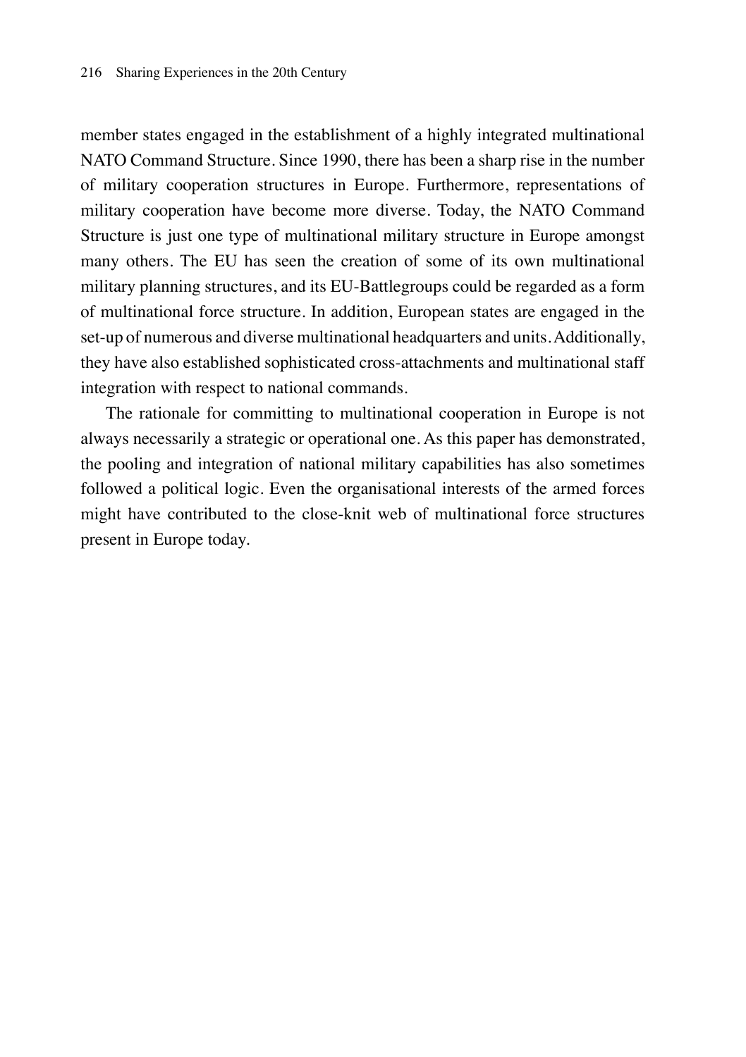member states engaged in the establishment of a highly integrated multinational NATO Command Structure. Since 1990, there has been a sharp rise in the number of military cooperation structures in Europe. Furthermore, representations of military cooperation have become more diverse. Today, the NATO Command Structure is just one type of multinational military structure in Europe amongst many others. The EU has seen the creation of some of its own multinational military planning structures, and its EU-Battlegroups could be regarded as a form of multinational force structure. In addition, European states are engaged in the set-up of numerous and diverse multinational headquarters and units. Additionally, they have also established sophisticated cross-attachments and multinational staff integration with respect to national commands.

The rationale for committing to multinational cooperation in Europe is not always necessarily a strategic or operational one. As this paper has demonstrated, the pooling and integration of national military capabilities has also sometimes followed a political logic. Even the organisational interests of the armed forces might have contributed to the close-knit web of multinational force structures present in Europe today.